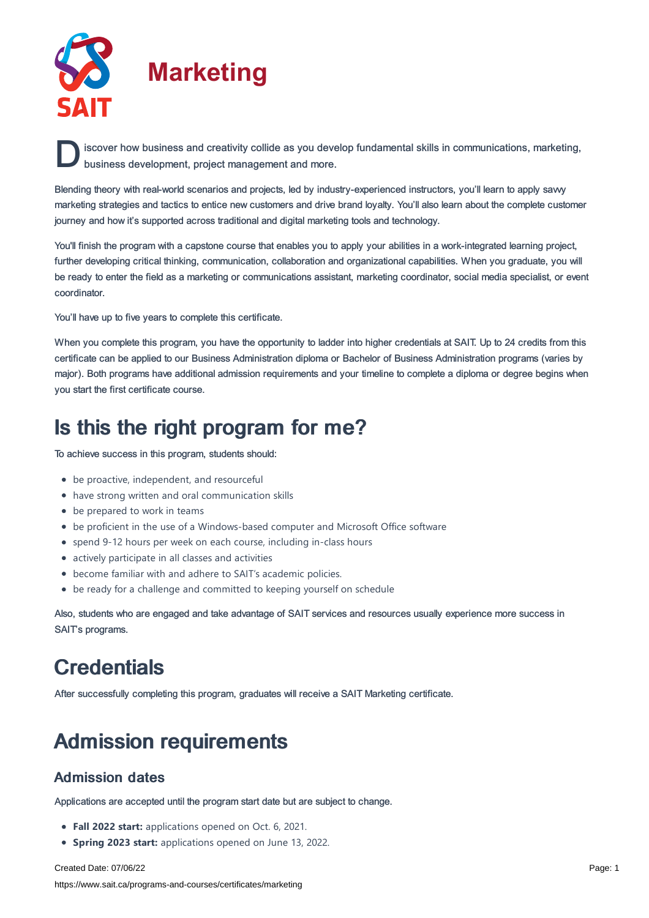# Marketing

Discover how business and creativity collide as you develop fundamental skills in communications, marketing, business development, project management and more.

Blending theory with real-world scenarios and projects, led by industry-experienced instructors, you'll learn to apply savvy marketing strategies and tactics to entice new customers and drive brand loyalty. You'll also learn about the complete customer journey and how it's supported across traditional and digital marketing tools and technology.

You'll finish the program with a capstone course that enables you to apply your abilities in a work-integrated learning project, further developing critical thinking, communication, collaboration and organizational capabilities. When you graduate, you will be ready to enter the field as a marketing or communications assistant, marketing coordinator, social media specialist, or event coordinator.

You'll have up to five years to complete this certificate.

When you complete this program, you have the opportunity to ladder into higher credentials at SAIT. Up to 24 credits from this certificate can be applied to our Business Administration diploma or Bachelor of Business Administration programs (varies by major). Both programs have additional admission requirements and your timeline to complete a diploma or degree begins when you start the first certificate course.

# Is this the right program for me?

To achieve success in this program, students should:

- be proactive, independent, and resourceful
- have strong written and oral communication skills
- be prepared to work in teams
- be proficient in the use of a Windows-based computer and Microsoft Office software
- spend 9-12 hours per week on each course, including in-class hours
- actively participate in all classes and activities
- become familiar with and adhere to SAIT's academic policies.
- be ready for a challenge and committed to keeping yourself on schedule

Also, students who are engaged and take advantage of SAIT services and resources usually experience more success in SAIT's programs.

# Credentials

After successfully completing this program, graduates will receive a SAIT Marketing certificate.

# Admission requirements

## Admission dates

Applications are accepted until the program start date but are subject to change.

- **Fall 2022 start:** applications opened on Oct. 6, 2021.
- **Spring 2023 start:** applications opened on June 13, 2022.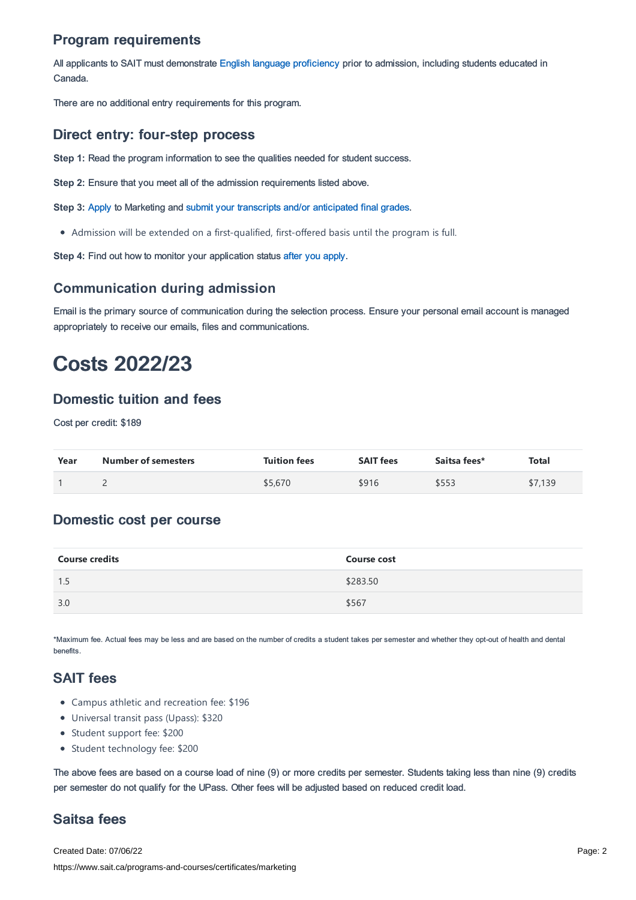## Program requirements

All applicants to SAIT must demonstrate English language proficiency prior to admission, including students educated in Canada.

There are no additional entry requirements for this program.

## Direct entry: four-step process

**Step 1:** Read the program information to see the qualities needed for student success.

**Step 2:** Ensure that you meet all of the admission requirements listed above.

**Step 3:** Apply to Marketing and submit your transcripts and/or anticipated final grades.

- Admission will be extended on a first-qualified, first-offered basis until the program is full.

**Step 4:** Find out how to monitor your application status after you apply.

## Communication during admission

Email is the primary source of communication during the selection process. Ensure your personal email account is managed appropriately to receive our emails, files and communications.

# Costs 2022/23

## Domestic tuition and fees

Cost per credit: $189

| Year | Number of semesters | Tuition fees | SAIT fees | Saitsa fees* | Total |
|---|---|---|---|---|---|
| 1 | 2 | $5,670 | $916 | $553 | $7,139 |

## Domestic cost per course

| Course credits | Course cost |
|---|---|
| 1.5 | $283.50 |
| 3.0 | $567 |

*Maximum fee. Actual fees may be less and are based on the number of credits a student takes per semester and whether they opt-out of health and dental benefits.

## SAIT fees

- Campus athletic and recreation fee: $196
- Universal transit pass (Upass): $320
- Student support fee: $200
- Student technology fee: $200

The above fees are based on a course load of nine (9) or more credits per semester. Students taking less than nine (9) credits per semester do not qualify for the UPass. Other fees will be adjusted based on reduced credit load.

## Saitsa fees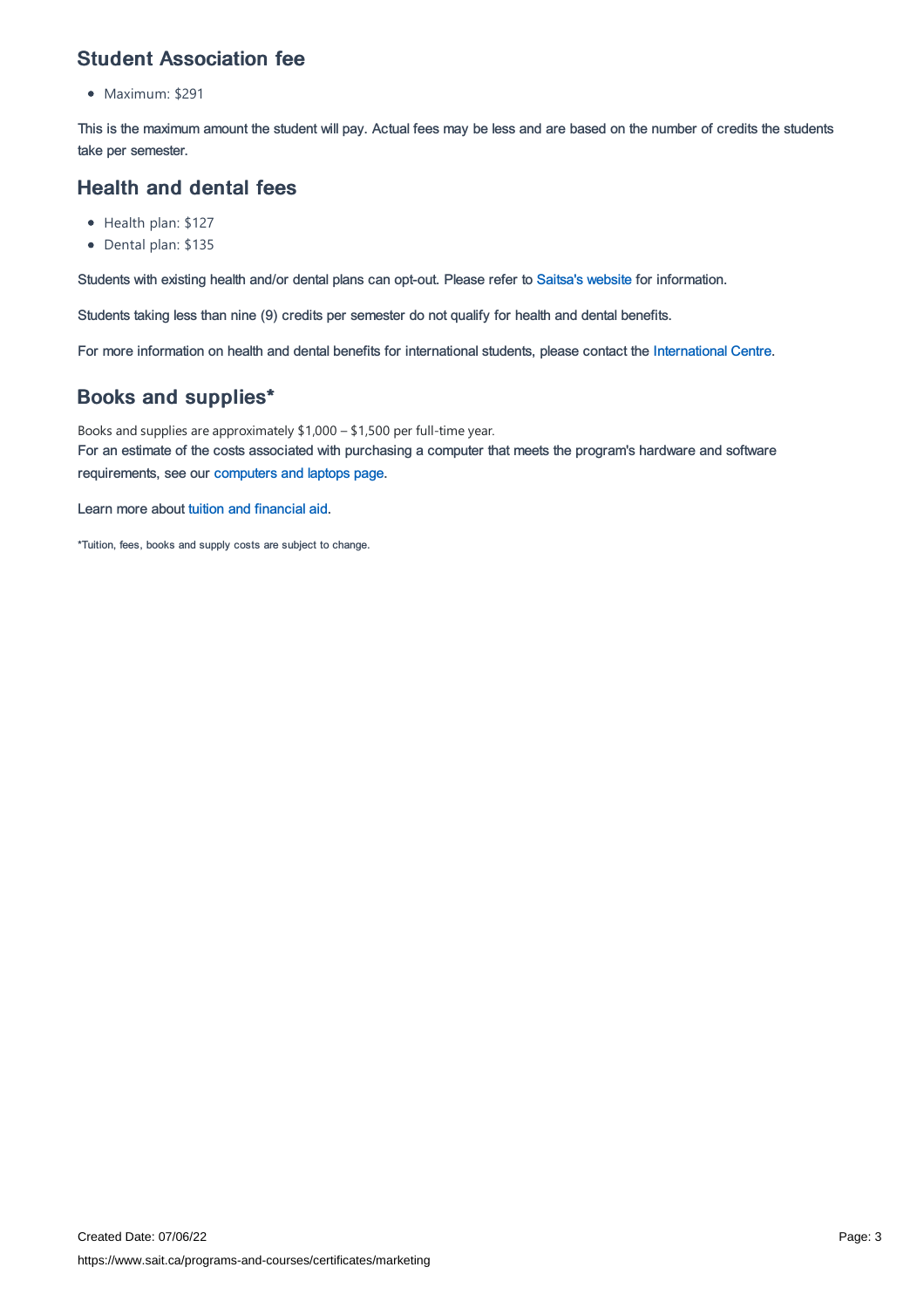## Student Association fee

- Maximum: $291

This is the maximum amount the student will pay. Actual fees may be less and are based on the number of credits the students take per semester.

## Health and dental fees

- Health plan: $127
- Dental plan: $135

Students with existing health and/or dental plans can opt-out. Please refer to Saitsa's website for information.

Students taking less than nine (9) credits per semester do not qualify for health and dental benefits.

For more information on health and dental benefits for international students, please contact the International Centre.

## Books and supplies*

Books and supplies are approximately $1,000 – $1,500 per full-time year.
For an estimate of the costs associated with purchasing a computer that meets the program's hardware and software requirements, see our computers and laptops page.

Learn more about tuition and financial aid.

*Tuition, fees, books and supply costs are subject to change.